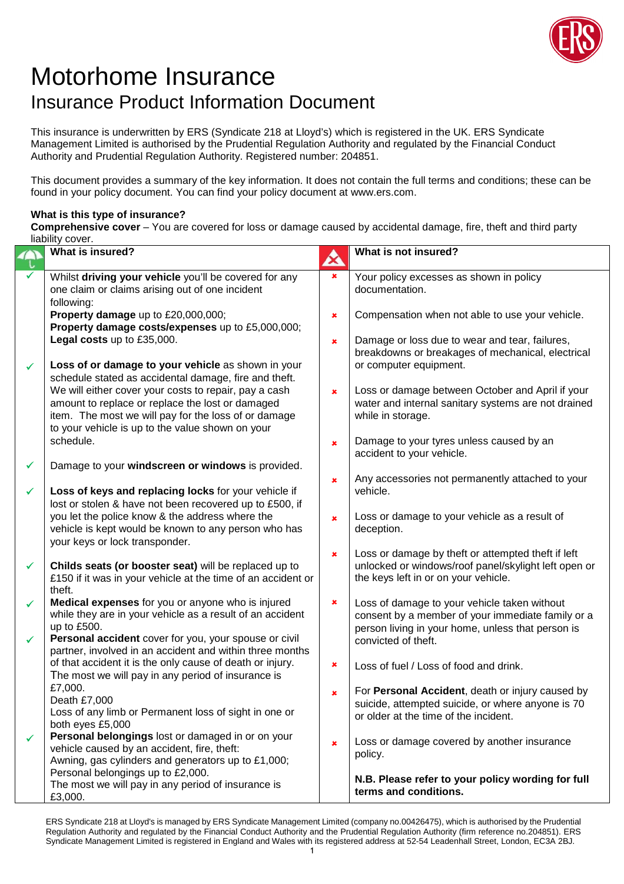# Motorhome Insurance

## Insurance Product Information Document

This insurance is underwritten by ERS (Syndicate 218 at Lloyd's) which is registered in the UK. ERS Syndicate Management Limited is authorised by the Prudential Regulation Authority and regulated by the Financial Conduct Authority and Prudential Regulation Authority. Registered number: 204851.

This document provides a summary of the key information. It does not contain the full terms and conditions; these can be found in your policy document. You can find your policy document at www.ers.com.

**What is this type of insurance?**

**Comprehensive cover** – You are covered for loss or damage caused by accidental damage, fire, theft and third party liability cover.

### What is insured?

- ✓ Whilst **driving your vehicle** you'll be covered for any one claim or claims arising out of one incident following:
  **Property damage** up to £20,000,000;
  **Property damage costs/expenses** up to £5,000,000;
  **Legal costs** up to £35,000.
- ✓ **Loss of or damage to your vehicle** as shown in your schedule stated as accidental damage, fire and theft. We will either cover your costs to repair, pay a cash amount to replace or replace the lost or damaged item. The most we will pay for the loss of or damage to your vehicle is up to the value shown on your schedule.
- ✓ Damage to your **windscreen or windows** is provided.
- ✓ **Loss of keys and replacing locks** for your vehicle if lost or stolen & have not been recovered up to £500, if you let the police know & the address where the vehicle is kept would be known to any person who has your keys or lock transponder.
- ✓ **Childs seats (or booster seat)** will be replaced up to £150 if it was in your vehicle at the time of an accident or theft.
- ✓ **Medical expenses** for you or anyone who is injured while they are in your vehicle as a result of an accident up to £500.
- ✓ **Personal accident** cover for you, your spouse or civil partner, involved in an accident and within three months of that accident it is the only cause of death or injury. The most we will pay in any period of insurance is £7,000.
  Death £7,000
  Loss of any limb or Permanent loss of sight in one or both eyes £5,000
- ✓ **Personal belongings** lost or damaged in or on your vehicle caused by an accident, fire, theft:
  Awning, gas cylinders and generators up to £1,000;
  Personal belongings up to £2,000.
  The most we will pay in any period of insurance is £3,000.

### What is not insured?

- ✗ Your policy excesses as shown in policy documentation.
- ✗ Compensation when not able to use your vehicle.
- ✗ Damage or loss due to wear and tear, failures, breakdowns or breakages of mechanical, electrical or computer equipment.
- ✗ Loss or damage between October and April if your water and internal sanitary systems are not drained while in storage.
- ✗ Damage to your tyres unless caused by an accident to your vehicle.
- ✗ Any accessories not permanently attached to your vehicle.
- ✗ Loss or damage to your vehicle as a result of deception.
- ✗ Loss or damage by theft or attempted theft if left unlocked or windows/roof panel/skylight left open or the keys left in or on your vehicle.
- ✗ Loss of damage to your vehicle taken without consent by a member of your immediate family or a person living in your home, unless that person is convicted of theft.
- ✗ Loss of fuel / Loss of food and drink.
- ✗ For **Personal Accident**, death or injury caused by suicide, attempted suicide, or where anyone is 70 or older at the time of the incident.
- ✗ Loss or damage covered by another insurance policy.

**N.B. Please refer to your policy wording for full terms and conditions.**

ERS Syndicate 218 at Lloyd's is managed by ERS Syndicate Management Limited (company no.00426475), which is authorised by the Prudential Regulation Authority and regulated by the Financial Conduct Authority and the Prudential Regulation Authority (firm reference no.204851). ERS Syndicate Management Limited is registered in England and Wales with its registered address at 52-54 Leadenhall Street, London, EC3A 2BJ.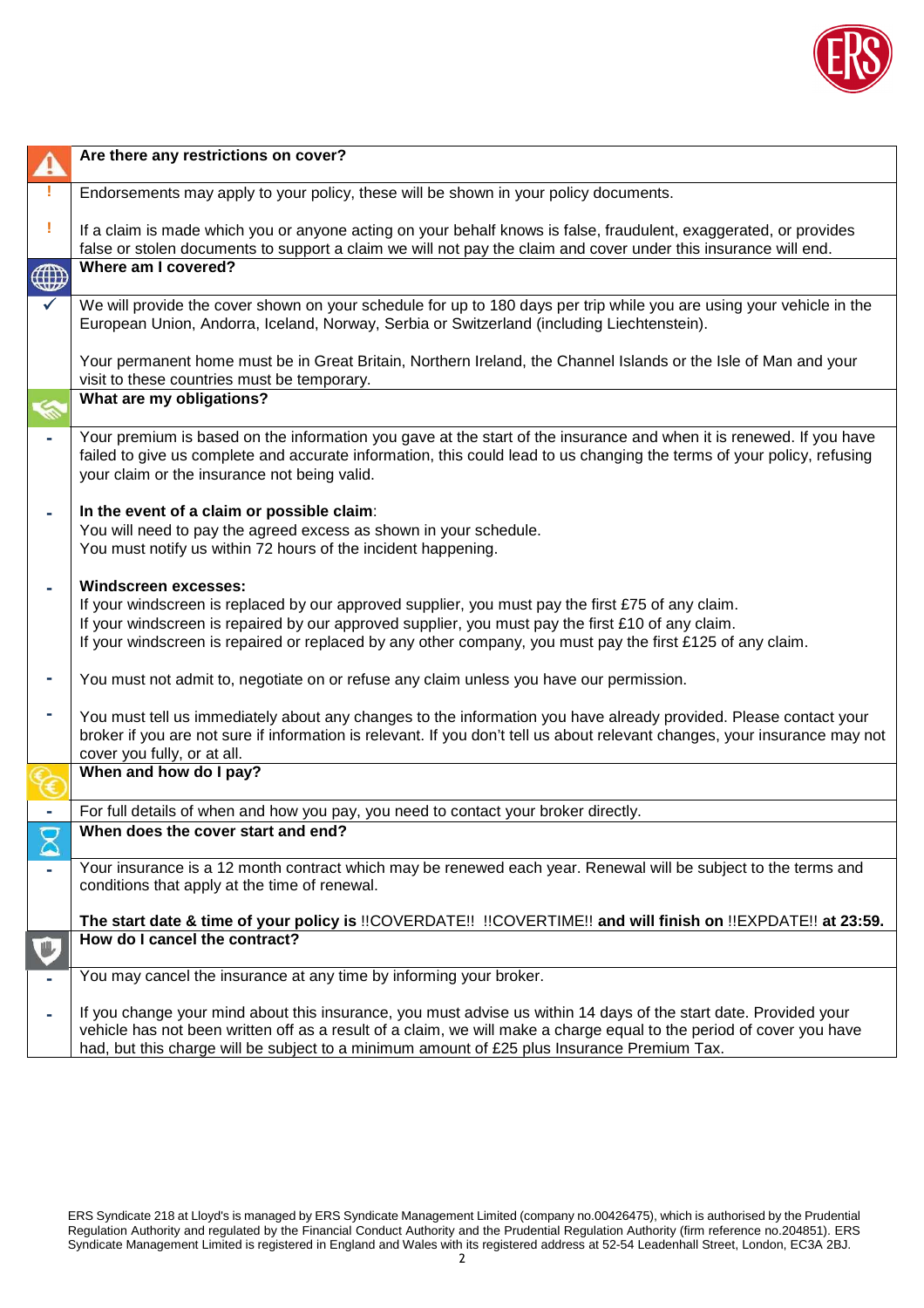## Are there any restrictions on cover?

! Endorsements may apply to your policy, these will be shown in your policy documents.

! If a claim is made which you or anyone acting on your behalf knows is false, fraudulent, exaggerated, or provides false or stolen documents to support a claim we will not pay the claim and cover under this insurance will end.

## Where am I covered?

✓ We will provide the cover shown on your schedule for up to 180 days per trip while you are using your vehicle in the European Union, Andorra, Iceland, Norway, Serbia or Switzerland (including Liechtenstein).

Your permanent home must be in Great Britain, Northern Ireland, the Channel Islands or the Isle of Man and your visit to these countries must be temporary.

## What are my obligations?

- Your premium is based on the information you gave at the start of the insurance and when it is renewed. If you have failed to give us complete and accurate information, this could lead to us changing the terms of your policy, refusing your claim or the insurance not being valid.

- **In the event of a claim or possible claim**:
  You will need to pay the agreed excess as shown in your schedule.
  You must notify us within 72 hours of the incident happening.

- **Windscreen excesses:**
  If your windscreen is replaced by our approved supplier, you must pay the first £75 of any claim.
  If your windscreen is repaired by our approved supplier, you must pay the first £10 of any claim.
  If your windscreen is repaired or replaced by any other company, you must pay the first £125 of any claim.

- You must not admit to, negotiate on or refuse any claim unless you have our permission.

- You must tell us immediately about any changes to the information you have already provided. Please contact your broker if you are not sure if information is relevant. If you don't tell us about relevant changes, your insurance may not cover you fully, or at all.

## When and how do I pay?

- For full details of when and how you pay, you need to contact your broker directly.

## When does the cover start and end?

- Your insurance is a 12 month contract which may be renewed each year. Renewal will be subject to the terms and conditions that apply at the time of renewal.

**The start date & time of your policy is** !!COVERDATE!! !!COVERTIME!! **and will finish on** !!EXPDATE!! **at 23:59.**

## How do I cancel the contract?

- You may cancel the insurance at any time by informing your broker.

- If you change your mind about this insurance, you must advise us within 14 days of the start date. Provided your vehicle has not been written off as a result of a claim, we will make a charge equal to the period of cover you have had, but this charge will be subject to a minimum amount of £25 plus Insurance Premium Tax.

ERS Syndicate 218 at Lloyd's is managed by ERS Syndicate Management Limited (company no.00426475), which is authorised by the Prudential Regulation Authority and regulated by the Financial Conduct Authority and the Prudential Regulation Authority (firm reference no.204851). ERS Syndicate Management Limited is registered in England and Wales with its registered address at 52-54 Leadenhall Street, London, EC3A 2BJ.